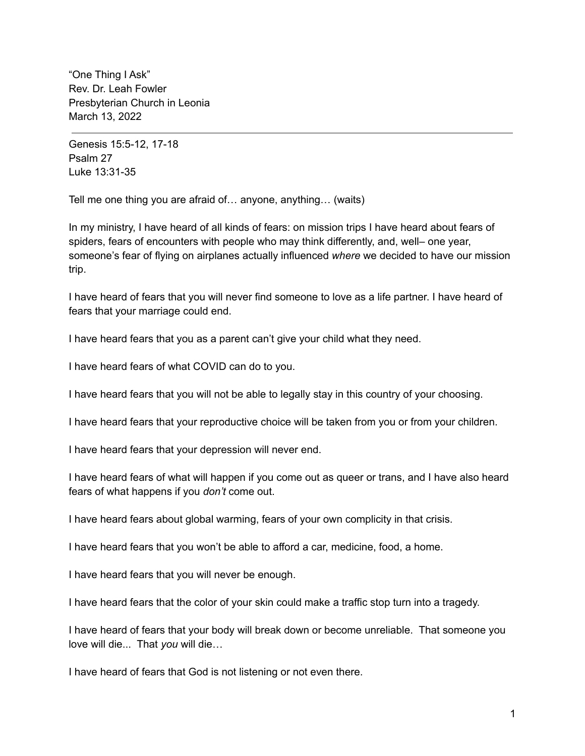“One Thing I Ask”
Rev. Dr. Leah Fowler
Presbyterian Church in Leonia
March 13, 2022

---

Genesis 15:5-12, 17-18
Psalm 27
Luke 13:31-35

Tell me one thing you are afraid of… anyone, anything… (waits)

In my ministry, I have heard of all kinds of fears: on mission trips I have heard about fears of spiders, fears of encounters with people who may think differently, and, well– one year, someone’s fear of flying on airplanes actually influenced *where* we decided to have our mission trip.

I have heard of fears that you will never find someone to love as a life partner. I have heard of fears that your marriage could end.

I have heard fears that you as a parent can’t give your child what they need.

I have heard fears of what COVID can do to you.

I have heard fears that you will not be able to legally stay in this country of your choosing.

I have heard fears that your reproductive choice will be taken from you or from your children.

I have heard fears that your depression will never end.

I have heard fears of what will happen if you come out as queer or trans, and I have also heard fears of what happens if you *don’t* come out.

I have heard fears about global warming, fears of your own complicity in that crisis.

I have heard fears that you won’t be able to afford a car, medicine, food, a home.

I have heard fears that you will never be enough.

I have heard fears that the color of your skin could make a traffic stop turn into a tragedy.

I have heard of fears that your body will break down or become unreliable. That someone you love will die... That *you* will die…

I have heard of fears that God is not listening or not even there.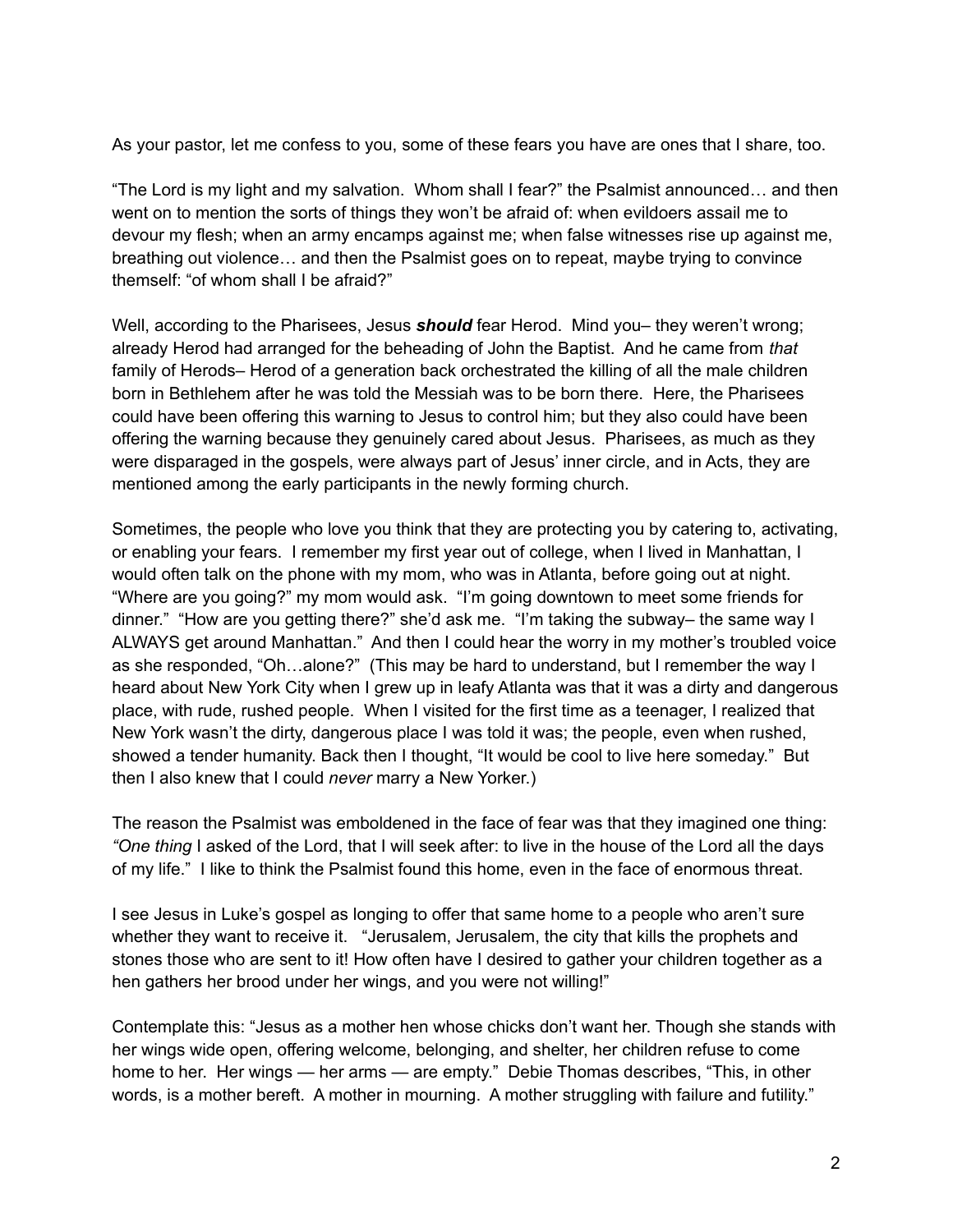As your pastor, let me confess to you, some of these fears you have are ones that I share, too.

"The Lord is my light and my salvation. Whom shall I fear?" the Psalmist announced… and then went on to mention the sorts of things they won't be afraid of: when evildoers assail me to devour my flesh; when an army encamps against me; when false witnesses rise up against me, breathing out violence… and then the Psalmist goes on to repeat, maybe trying to convince themself: "of whom shall I be afraid?"

Well, according to the Pharisees, Jesus ***should*** fear Herod. Mind you– they weren't wrong; already Herod had arranged for the beheading of John the Baptist. And he came from *that* family of Herods– Herod of a generation back orchestrated the killing of all the male children born in Bethlehem after he was told the Messiah was to be born there. Here, the Pharisees could have been offering this warning to Jesus to control him; but they also could have been offering the warning because they genuinely cared about Jesus. Pharisees, as much as they were disparaged in the gospels, were always part of Jesus' inner circle, and in Acts, they are mentioned among the early participants in the newly forming church.

Sometimes, the people who love you think that they are protecting you by catering to, activating, or enabling your fears. I remember my first year out of college, when I lived in Manhattan, I would often talk on the phone with my mom, who was in Atlanta, before going out at night. "Where are you going?" my mom would ask. "I'm going downtown to meet some friends for dinner." "How are you getting there?" she'd ask me. "I'm taking the subway– the same way I ALWAYS get around Manhattan." And then I could hear the worry in my mother's troubled voice as she responded, "Oh…alone?" (This may be hard to understand, but I remember the way I heard about New York City when I grew up in leafy Atlanta was that it was a dirty and dangerous place, with rude, rushed people. When I visited for the first time as a teenager, I realized that New York wasn't the dirty, dangerous place I was told it was; the people, even when rushed, showed a tender humanity. Back then I thought, "It would be cool to live here someday." But then I also knew that I could *never* marry a New Yorker.)

The reason the Psalmist was emboldened in the face of fear was that they imagined one thing: *"One thing* I asked of the Lord, that I will seek after: to live in the house of the Lord all the days of my life." I like to think the Psalmist found this home, even in the face of enormous threat.

I see Jesus in Luke's gospel as longing to offer that same home to a people who aren't sure whether they want to receive it. "Jerusalem, Jerusalem, the city that kills the prophets and stones those who are sent to it! How often have I desired to gather your children together as a hen gathers her brood under her wings, and you were not willing!"

Contemplate this: "Jesus as a mother hen whose chicks don't want her. Though she stands with her wings wide open, offering welcome, belonging, and shelter, her children refuse to come home to her. Her wings — her arms — are empty." Debie Thomas describes, "This, in other words, is a mother bereft. A mother in mourning. A mother struggling with failure and futility."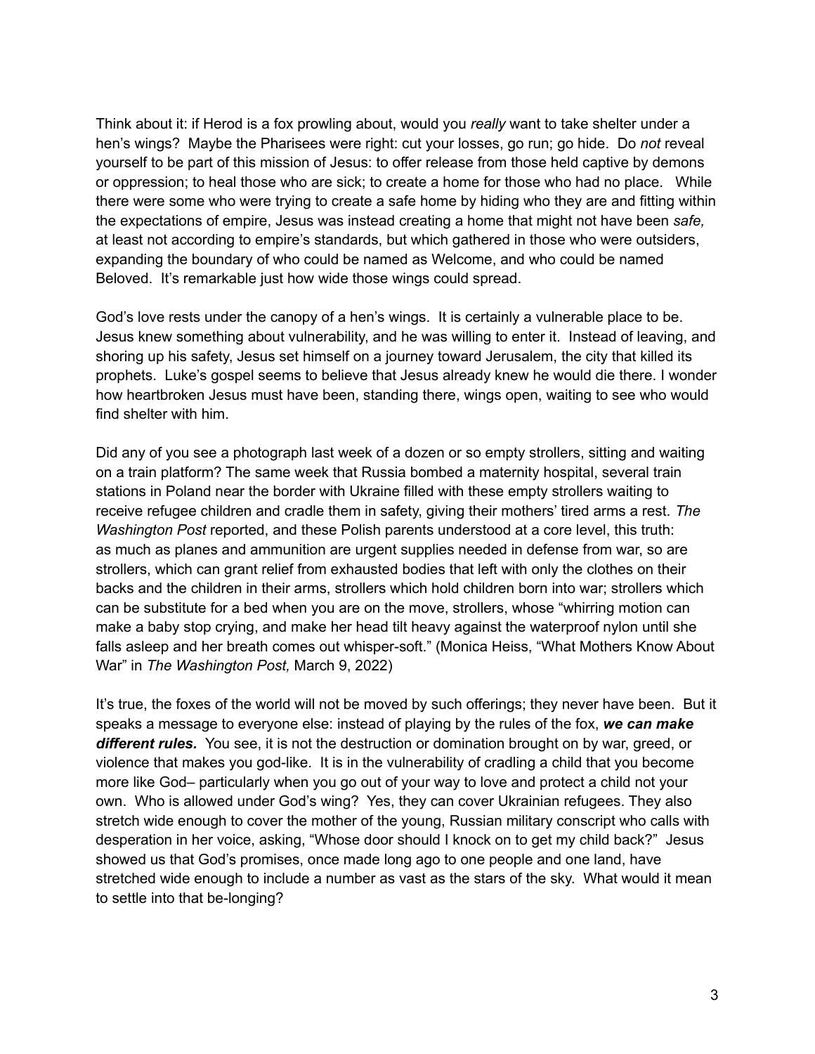Think about it: if Herod is a fox prowling about, would you *really* want to take shelter under a hen's wings? Maybe the Pharisees were right: cut your losses, go run; go hide. Do *not* reveal yourself to be part of this mission of Jesus: to offer release from those held captive by demons or oppression; to heal those who are sick; to create a home for those who had no place. While there were some who were trying to create a safe home by hiding who they are and fitting within the expectations of empire, Jesus was instead creating a home that might not have been *safe,* at least not according to empire's standards, but which gathered in those who were outsiders, expanding the boundary of who could be named as Welcome, and who could be named Beloved. It's remarkable just how wide those wings could spread.

God's love rests under the canopy of a hen's wings. It is certainly a vulnerable place to be. Jesus knew something about vulnerability, and he was willing to enter it. Instead of leaving, and shoring up his safety, Jesus set himself on a journey toward Jerusalem, the city that killed its prophets. Luke's gospel seems to believe that Jesus already knew he would die there. I wonder how heartbroken Jesus must have been, standing there, wings open, waiting to see who would find shelter with him.

Did any of you see a photograph last week of a dozen or so empty strollers, sitting and waiting on a train platform? The same week that Russia bombed a maternity hospital, several train stations in Poland near the border with Ukraine filled with these empty strollers waiting to receive refugee children and cradle them in safety, giving their mothers' tired arms a rest. *The Washington Post* reported, and these Polish parents understood at a core level, this truth: as much as planes and ammunition are urgent supplies needed in defense from war, so are strollers, which can grant relief from exhausted bodies that left with only the clothes on their backs and the children in their arms, strollers which hold children born into war; strollers which can be substitute for a bed when you are on the move, strollers, whose "whirring motion can make a baby stop crying, and make her head tilt heavy against the waterproof nylon until she falls asleep and her breath comes out whisper-soft." (Monica Heiss, "What Mothers Know About War" in *The Washington Post,* March 9, 2022)

It's true, the foxes of the world will not be moved by such offerings; they never have been. But it speaks a message to everyone else: instead of playing by the rules of the fox, ***we can make different rules.*** You see, it is not the destruction or domination brought on by war, greed, or violence that makes you god-like. It is in the vulnerability of cradling a child that you become more like God– particularly when you go out of your way to love and protect a child not your own. Who is allowed under God's wing? Yes, they can cover Ukrainian refugees. They also stretch wide enough to cover the mother of the young, Russian military conscript who calls with desperation in her voice, asking, "Whose door should I knock on to get my child back?" Jesus showed us that God's promises, once made long ago to one people and one land, have stretched wide enough to include a number as vast as the stars of the sky. What would it mean to settle into that be-longing?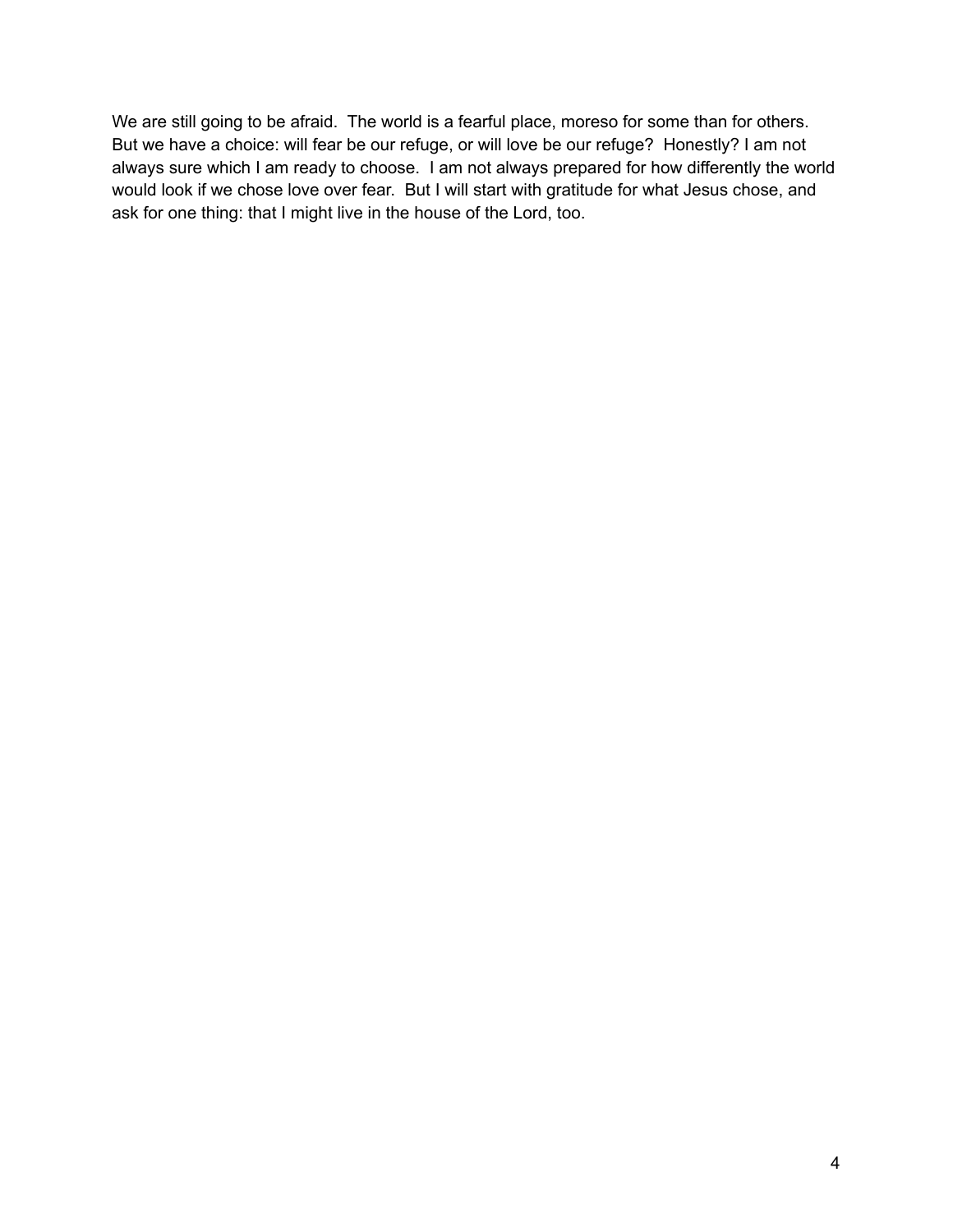We are still going to be afraid. The world is a fearful place, moreso for some than for others. But we have a choice: will fear be our refuge, or will love be our refuge? Honestly? I am not always sure which I am ready to choose. I am not always prepared for how differently the world would look if we chose love over fear. But I will start with gratitude for what Jesus chose, and ask for one thing: that I might live in the house of the Lord, too.